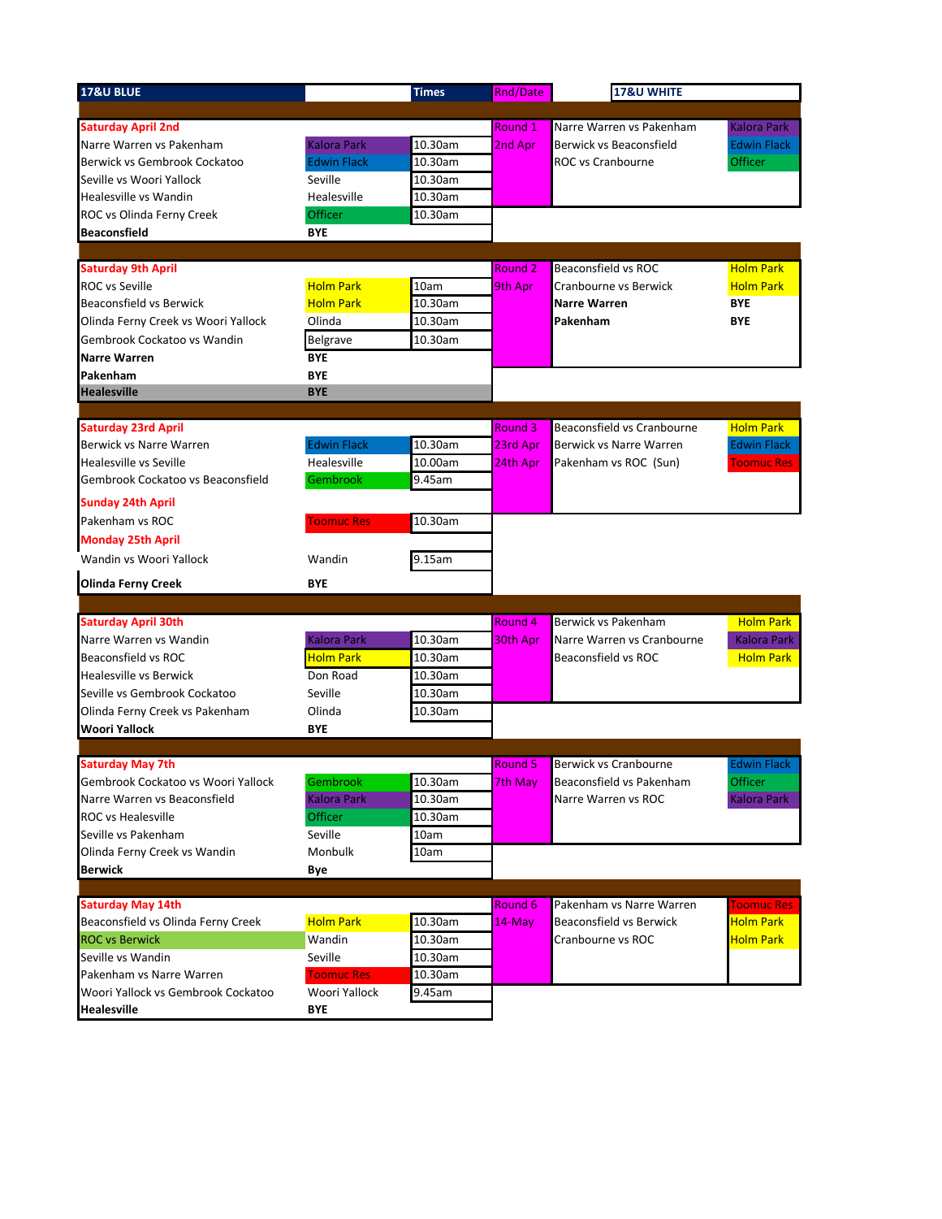| 17&U BLUE | | Times | Rnd/Date | 17&U WHITE | |
|---|---|---|---|---|---|
| **Saturday April 2nd** | | | Round 1 | Narre Warren vs Pakenham | Kalora Park |
| Narre Warren vs Pakenham | Kalora Park | 10.30am | 2nd Apr | Berwick vs Beaconsfield | Edwin Flack |
| Berwick vs Gembrook Cockatoo | Edwin Flack | 10.30am | | ROC vs Cranbourne | Officer |
| Seville vs Woori Yallock | Seville | 10.30am | | | |
| Healesville vs Wandin | Healesville | 10.30am | | | |
| ROC vs Olinda Ferny Creek | Officer | 10.30am | | | |
| **Beaconsfield** | **BYE** | | | | |
| **Saturday 9th April** | | | Round 2 | Beaconsfield vs ROC | Holm Park |
| ROC vs Seville | Holm Park | 10am | 9th Apr | Cranbourne vs Berwick | Holm Park |
| Beaconsfield vs Berwick | Holm Park | 10.30am | | **Narre Warren** | **BYE** |
| Olinda Ferny Creek vs Woori Yallock | Olinda | 10.30am | | **Pakenham** | **BYE** |
| Gembrook Cockatoo vs Wandin | Belgrave | 10.30am | | | |
| **Narre Warren** | **BYE** | | | | |
| **Pakenham** | **BYE** | | | | |
| **Healesville** | **BYE** | | | | |
| **Saturday 23rd April** | | | Round 3 | Beaconsfield vs Cranbourne | Holm Park |
| Berwick vs Narre Warren | Edwin Flack | 10.30am | 23rd Apr | Berwick vs Narre Warren | Edwin Flack |
| Healesville vs Seville | Healesville | 10.00am | 24th Apr | Pakenham vs ROC (Sun) | Toomuc Res |
| Gembrook Cockatoo vs Beaconsfield | Gembrook | 9.45am | | | |
| **Sunday 24th April** | | | | | |
| Pakenham vs ROC | Toomuc Res | 10.30am | | | |
| **Monday 25th April** | | | | | |
| Wandin vs Woori Yallock | Wandin | 9.15am | | | |
| **Olinda Ferny Creek** | **BYE** | | | | |
| **Saturday April 30th** | | | Round 4 | Berwick vs Pakenham | Holm Park |
| Narre Warren vs Wandin | Kalora Park | 10.30am | 30th Apr | Narre Warren vs Cranbourne | Kalora Park |
| Beaconsfield vs ROC | Holm Park | 10.30am | | Beaconsfield vs ROC | Holm Park |
| Healesville vs Berwick | Don Road | 10.30am | | | |
| Seville vs Gembrook Cockatoo | Seville | 10.30am | | | |
| Olinda Ferny Creek vs Pakenham | Olinda | 10.30am | | | |
| **Woori Yallock** | **BYE** | | | | |
| **Saturday May 7th** | | | Round 5 | Berwick vs Cranbourne | Edwin Flack |
| Gembrook Cockatoo vs Woori Yallock | Gembrook | 10.30am | 7th May | Beaconsfield vs Pakenham | Officer |
| Narre Warren vs Beaconsfield | Kalora Park | 10.30am | | Narre Warren vs ROC | Kalora Park |
| ROC vs Healesville | Officer | 10.30am | | | |
| Seville vs Pakenham | Seville | 10am | | | |
| Olinda Ferny Creek vs Wandin | Monbulk | 10am | | | |
| **Berwick** | **Bye** | | | | |
| **Saturday May 14th** | | | Round 6 | Pakenham vs Narre Warren | Toomuc Res |
| Beaconsfield vs Olinda Ferny Creek | Holm Park | 10.30am | 14-May | Beaconsfield vs Berwick | Holm Park |
| ROC vs Berwick | Wandin | 10.30am | | Cranbourne vs ROC | Holm Park |
| Seville vs Wandin | Seville | 10.30am | | | |
| Pakenham vs Narre Warren | Toomuc Res | 10.30am | | | |
| Woori Yallock vs Gembrook Cockatoo | Woori Yallock | 9.45am | | | |
| **Healesville** | **BYE** | | | | |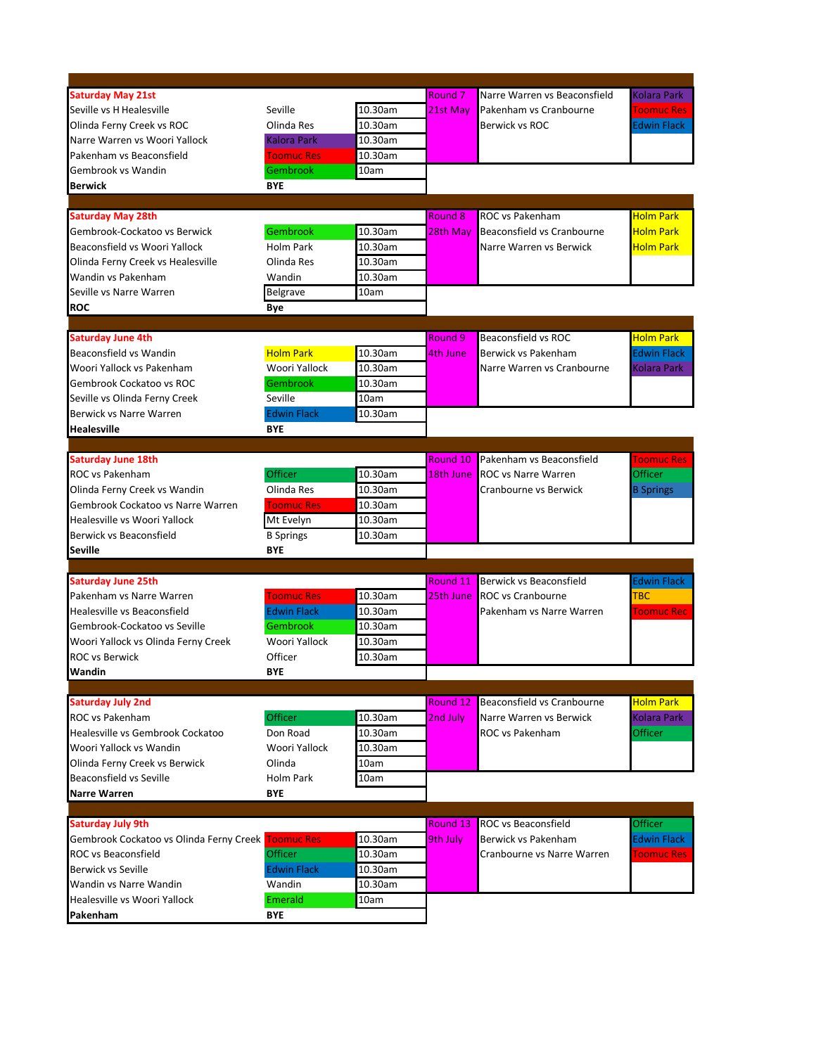| Saturday May 21st | | | Round 7 | | |
|---|---|---|---|---|---|
| Seville vs H Healesville | Seville | 10.30am | 21st May | Narre Warren vs Beaconsfield | Kolara Park |
| Olinda Ferny Creek vs ROC | Olinda Res | 10.30am | | Pakenham vs Cranbourne | Toomuc Res |
| Narre Warren vs Woori Yallock | Kalora Park | 10.30am | | Berwick vs ROC | Edwin Flack |
| Pakenham vs Beaconsfield | Toomuc Res | 10.30am | | | |
| Gembrook vs Wandin | Gembrook | 10am | | | |
| **Berwick** | **BYE** | | | | |

| Saturday May 28th | | | Round 8 | | |
|---|---|---|---|---|---|
| Gembrook-Cockatoo vs Berwick | Gembrook | 10.30am | 28th May | ROC vs Pakenham | Holm Park |
| Beaconsfield vs Woori Yallock | Holm Park | 10.30am | | Beaconsfield vs Cranbourne | Holm Park |
| Olinda Ferny Creek vs Healesville | Olinda Res | 10.30am | | Narre Warren vs Berwick | Holm Park |
| Wandin vs Pakenham | Wandin | 10.30am | | | |
| Seville vs Narre Warren | Belgrave | 10am | | | |
| **ROC** | **Bye** | | | | |

| Saturday June 4th | | | Round 9 | | |
|---|---|---|---|---|---|
| Beaconsfield vs Wandin | Holm Park | 10.30am | 4th June | Beaconsfield vs ROC | Holm Park |
| Woori Yallock vs Pakenham | Woori Yallock | 10.30am | | Berwick vs Pakenham | Edwin Flack |
| Gembrook Cockatoo vs ROC | Gembrook | 10.30am | | Narre Warren vs Cranbourne | Kolara Park |
| Seville vs Olinda Ferny Creek | Seville | 10am | | | |
| Berwick vs Narre Warren | Edwin Flack | 10.30am | | | |
| **Healesville** | **BYE** | | | | |

| Saturday June 18th | | | Round 10 | | |
|---|---|---|---|---|---|
| ROC vs Pakenham | Officer | 10.30am | 18th June | Pakenham vs Beaconsfield | Toomuc Res |
| Olinda Ferny Creek vs Wandin | Olinda Res | 10.30am | | ROC vs Narre Warren | Officer |
| Gembrook Cockatoo vs Narre Warren | Toomuc Res | 10.30am | | Cranbourne vs Berwick | B Springs |
| Healesville vs Woori Yallock | Mt Evelyn | 10.30am | | | |
| Berwick vs Beaconsfield | B Springs | 10.30am | | | |
| **Seville** | **BYE** | | | | |

| Saturday June 25th | | | Round 11 | | |
|---|---|---|---|---|---|
| Pakenham vs Narre Warren | Toomuc Res | 10.30am | 25th June | Berwick vs Beaconsfield | Edwin Flack |
| Healesville vs Beaconsfield | Edwin Flack | 10.30am | | ROC vs Cranbourne | TBC |
| Gembrook-Cockatoo vs Seville | Gembrook | 10.30am | | Pakenham vs Narre Warren | Toomuc Rec |
| Woori Yallock vs Olinda Ferny Creek | Woori Yallock | 10.30am | | | |
| ROC vs Berwick | Officer | 10.30am | | | |
| **Wandin** | **BYE** | | | | |

| Saturday July 2nd | | | Round 12 | | |
|---|---|---|---|---|---|
| ROC vs Pakenham | Officer | 10.30am | 2nd July | Beaconsfield vs Cranbourne | Holm Park |
| Healesville vs Gembrook Cockatoo | Don Road | 10.30am | | Narre Warren vs Berwick | Kolara Park |
| Woori Yallock vs Wandin | Woori Yallock | 10.30am | | ROC vs Pakenham | Officer |
| Olinda Ferny Creek vs Berwick | Olinda | 10am | | | |
| Beaconsfield vs Seville | Holm Park | 10am | | | |
| **Narre Warren** | **BYE** | | | | |

| Saturday July 9th | | | Round 13 | | |
|---|---|---|---|---|---|
| Gembrook Cockatoo vs Olinda Ferny Creek | Toomuc Res | 10.30am | 9th July | ROC vs Beaconsfield | Officer |
| ROC vs Beaconsfield | Officer | 10.30am | | Berwick vs Pakenham | Edwin Flack |
| Berwick vs Seville | Edwin Flack | 10.30am | | Cranbourne vs Narre Warren | Toomuc Res |
| Wandin vs Narre Wandin | Wandin | 10.30am | | | |
| Healesville vs Woori Yallock | Emerald | 10am | | | |
| **Pakenham** | **BYE** | | | | |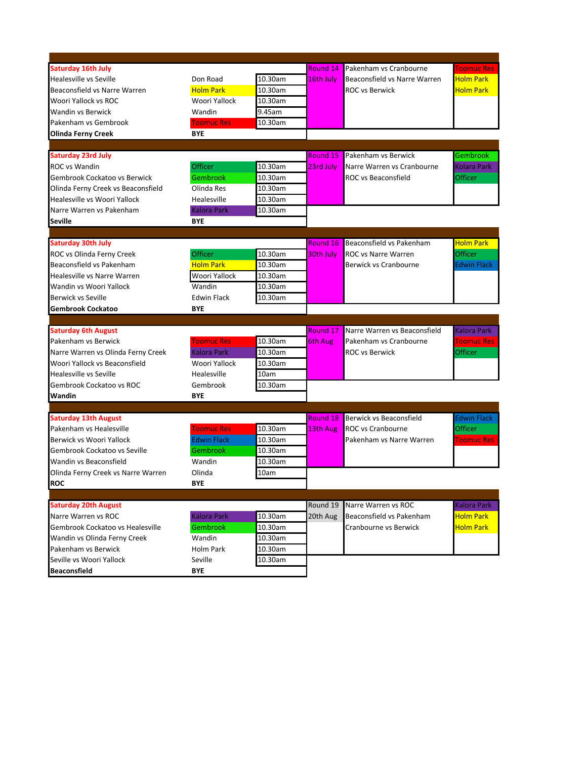| | | | | | |
|---|---|---|---|---|---|
| **Saturday 16th July** | | | Round 14 | Pakenham vs Cranbourne | Toomuc Res |
| Healesville vs Seville | Don Road | 10.30am | 16th July | Beaconsfield vs Narre Warren | Holm Park |
| Beaconsfield vs Narre Warren | Holm Park | 10.30am | | ROC vs Berwick | Holm Park |
| Woori Yallock vs ROC | Woori Yallock | 10.30am | | | |
| Wandin vs Berwick | Wandin | 9.45am | | | |
| Pakenham vs Gembrook | Toomuc Res | 10.30am | | | |
| **Olinda Ferny Creek** | **BYE** | | | | |

| | | | | | |
|---|---|---|---|---|---|
| **Saturday 23rd July** | | | Round 15 | Pakenham vs Berwick | Gembrook |
| ROC vs Wandin | Officer | 10.30am | 23rd July | Narre Warren vs Cranbourne | Kolara Park |
| Gembrook Cockatoo vs Berwick | Gembrook | 10.30am | | ROC vs Beaconsfield | Officer |
| Olinda Ferny Creek vs Beaconsfield | Olinda Res | 10.30am | | | |
| Healesville vs Woori Yallock | Healesville | 10.30am | | | |
| Narre Warren vs Pakenham | Kalora Park | 10.30am | | | |
| **Seville** | **BYE** | | | | |

| | | | | | |
|---|---|---|---|---|---|
| **Saturday 30th July** | | | Round 16 | Beaconsfield vs Pakenham | Holm Park |
| ROC vs Olinda Ferny Creek | Officer | 10.30am | 30th July | ROC vs Narre Warren | Officer |
| Beaconsfield vs Pakenham | Holm Park | 10.30am | | Berwick vs Cranbourne | Edwin Flack |
| Healesville vs Narre Warren | Woori Yallock | 10.30am | | | |
| Wandin vs Woori Yallock | Wandin | 10.30am | | | |
| Berwick vs Seville | Edwin Flack | 10.30am | | | |
| **Gembrook Cockatoo** | **BYE** | | | | |

| | | | | | |
|---|---|---|---|---|---|
| **Saturday 6th August** | | | Round 17 | Narre Warren vs Beaconsfield | Kalora Park |
| Pakenham vs Berwick | Toomuc Res | 10.30am | 6th Aug | Pakenham vs Cranbourne | Toomuc Res |
| Narre Warren vs Olinda Ferny Creek | Kalora Park | 10.30am | | ROC vs Berwick | Officer |
| Woori Yallock vs Beaconsfield | Woori Yallock | 10.30am | | | |
| Healesville vs Seville | Healesville | 10am | | | |
| Gembrook Cockatoo vs ROC | Gembrook | 10.30am | | | |
| **Wandin** | **BYE** | | | | |

| | | | | | |
|---|---|---|---|---|---|
| **Saturday 13th August** | | | Round 18 | Berwick vs Beaconsfield | Edwin Flack |
| Pakenham vs Healesville | Toomuc Res | 10.30am | 13th Aug | ROC vs Cranbourne | Officer |
| Berwick vs Woori Yallock | Edwin Flack | 10.30am | | Pakenham vs Narre Warren | Toomuc Res |
| Gembrook Cockatoo vs Seville | Gembrook | 10.30am | | | |
| Wandin vs Beaconsfield | Wandin | 10.30am | | | |
| Olinda Ferny Creek vs Narre Warren | Olinda | 10am | | | |
| **ROC** | **BYE** | | | | |

| | | | | | |
|---|---|---|---|---|---|
| **Saturday 20th August** | | | Round 19 | Narre Warren vs ROC | Kalora Park |
| Narre Warren vs ROC | Kalora Park | 10.30am | 20th Aug | Beaconsfield vs Pakenham | Holm Park |
| Gembrook Cockatoo vs Healesville | Gembrook | 10.30am | | Cranbourne vs Berwick | Holm Park |
| Wandin vs Olinda Ferny Creek | Wandin | 10.30am | | | |
| Pakenham vs Berwick | Holm Park | 10.30am | | | |
| Seville vs Woori Yallock | Seville | 10.30am | | | |
| **Beaconsfield** | **BYE** | | | | |